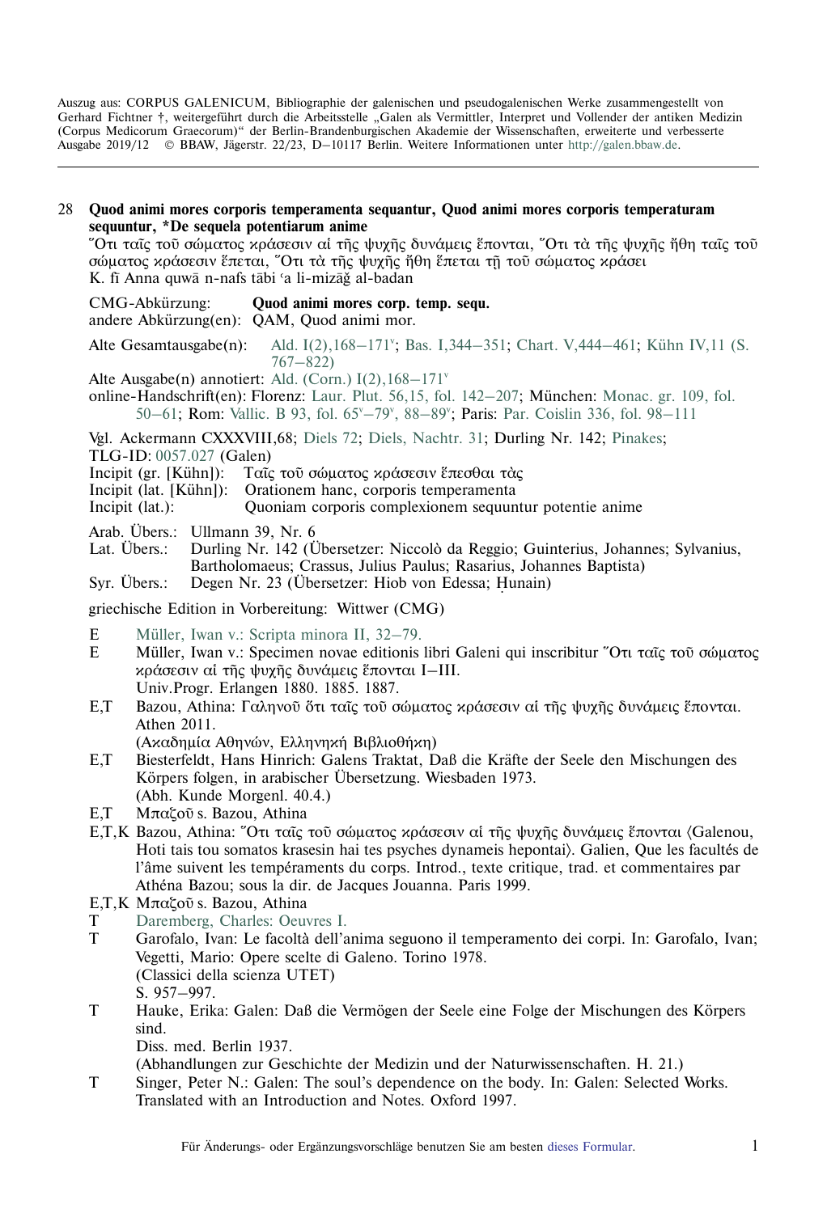Auszug aus: CORPUS GALENICUM, Bibliographie der galenischen und pseudogalenischen Werke zusammengestellt von Gerhard Fichtner †, weitergeführt durch die Arbeitsstelle „Galen als Vermittler, Interpret und Vollender der antiken Medizin (Corpus Medicorum Graecorum)“ der Berlin-Brandenburgischen Akademie der Wissenschaften, erweiterte und verbesserte Ausgabe 2019/12 © BBAW, Jägerstr. 22/23, D–10117 Berlin. Weitere Informationen unter http://galen.bbaw.de.

---

28 **Quod animi mores corporis temperamenta sequantur, Quod animi mores corporis temperaturam sequuntur, *De sequela potentiarum anime**

Ὅτι ταῖς τοῦ σώματος κράσεσιν αἱ τῆς ψυχῆς δυνάμεις ἕπονται, Ὅτι τὰ τῆς ψυχῆς ἤθη ταῖς τοῦ σώματος κράσεσιν ἕπεται, Ὅτι τὰ τῆς ψυχῆς ἤθη ἕπεται τῇ τοῦ σώματος κράσει

K. fī Anna quwā n-nafs tābiʿa li-mizāǧ al-badan

CMG-Abkürzung: **Quod animi mores corp. temp. sequ.**
andere Abkürzung(en): QAM, Quod animi mor.

Alte Gesamtausgabe(n): Ald. I(2),168–171v; Bas. I,344–351; Chart. V,444–461; Kühn IV,11 (S. 767–822)

Alte Ausgabe(n) annotiert: Ald. (Corn.) I(2),168–171v

online-Handschrift(en): Florenz: Laur. Plut. 56,15, fol. 142–207; München: Monac. gr. 109, fol. 50–61; Rom: Vallic. B 93, fol. 65v–79v, 88–89v; Paris: Par. Coislin 336, fol. 98–111

Vgl. Ackermann CXXXVIII,68; Diels 72; Diels, Nachtr. 31; Durling Nr. 142; Pinakes;
TLG-ID: 0057.027 (Galen)
Incipit (gr. [Kühn]): Ταῖς τοῦ σώματος κράσεσιν ἕπεσθαι τὰς
Incipit (lat. [Kühn]): Orationem hanc, corporis temperamenta
Incipit (lat.): Quoniam corporis complexionem sequuntur potentie anime

Arab. Übers.: Ullmann 39, Nr. 6
Lat. Übers.: Durling Nr. 142 (Übersetzer: Niccolò da Reggio; Guinterius, Johannes; Sylvanius, Bartholomaeus; Crassus, Julius Paulus; Rasarius, Johannes Baptista)
Syr. Übers.: Degen Nr. 23 (Übersetzer: Hiob von Edessa; Ḥunain)

griechische Edition in Vorbereitung: Wittwer (CMG)

- E Müller, Iwan v.: Scripta minora II, 32–79.
- E Müller, Iwan v.: Specimen novae editionis libri Galeni qui inscribitur Ὅτι ταῖς τοῦ σώματος κράσεσιν αἱ τῆς ψυχῆς δυνάμεις ἕπονται I–III. Univ.Progr. Erlangen 1880. 1885. 1887.
- E,T Bazou, Athina: Γαληνοῦ ὅτι ταῖς τοῦ σώματος κράσεσιν αἱ τῆς ψυχῆς δυνάμεις ἕπονται. Athen 2011. (Ακαδημία Αθηνών, Ελληνική Βιβλιοθήκη)
- E,T Biesterfeldt, Hans Hinrich: Galens Traktat, Daß die Kräfte der Seele den Mischungen des Körpers folgen, in arabischer Übersetzung. Wiesbaden 1973. (Abh. Kunde Morgenl. 40.4.)
- E,T Μπαζοῦ s. Bazou, Athina
- E,T,K Bazou, Athina: Ὅτι ταῖς τοῦ σώματος κράσεσιν αἱ τῆς ψυχῆς δυνάμεις ἕπονται ⟨Galenou, Hoti tais tou somatos krasesin hai tes psyches dynameis hepontai⟩. Galien, Que les facultés de l'âme suivent les tempéraments du corps. Introd., texte critique, trad. et commentaires par Athéna Bazou; sous la dir. de Jacques Jouanna. Paris 1999.
- E,T,K Μπαζοῦ s. Bazou, Athina
- T Daremberg, Charles: Oeuvres I.
- T Garofalo, Ivan: Le facoltà dell'anima seguono il temperamento dei corpi. In: Garofalo, Ivan; Vegetti, Mario: Opere scelte di Galeno. Torino 1978. (Classici della scienza UTET) S. 957–997.
- T Hauke, Erika: Galen: Daß die Vermögen der Seele eine Folge der Mischungen des Körpers sind. Diss. med. Berlin 1937. (Abhandlungen zur Geschichte der Medizin und der Naturwissenschaften. H. 21.)
- T Singer, Peter N.: Galen: The soul's dependence on the body. In: Galen: Selected Works. Translated with an Introduction and Notes. Oxford 1997.

Für Änderungs- oder Ergänzungsvorschläge benutzen Sie am besten dieses Formular.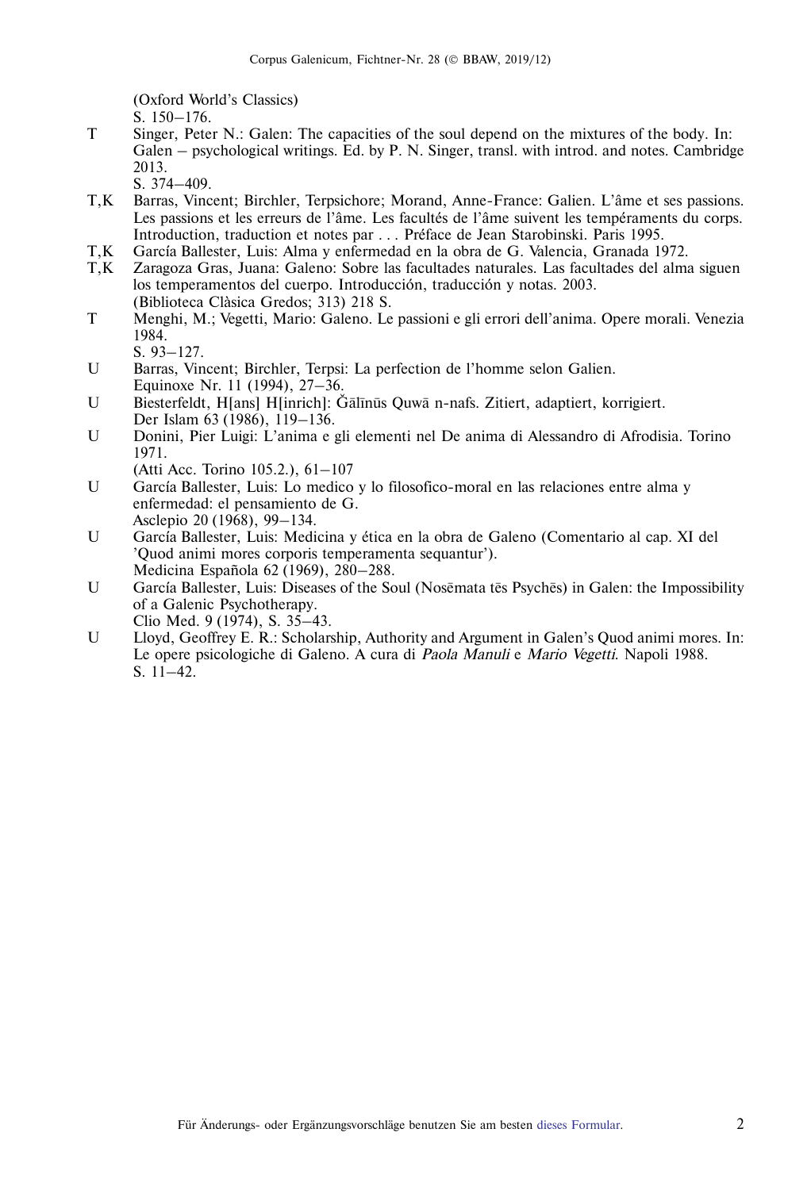(Oxford World's Classics)
S. 150–176.

T Singer, Peter N.: Galen: The capacities of the soul depend on the mixtures of the body. In: Galen – psychological writings. Ed. by P. N. Singer, transl. with introd. and notes. Cambridge 2013.
S. 374–409.

T,K Barras, Vincent; Birchler, Terpsichore; Morand, Anne-France: Galien. L'âme et ses passions. Les passions et les erreurs de l'âme. Les facultés de l'âme suivent les tempéraments du corps. Introduction, traduction et notes par . . . Préface de Jean Starobinski. Paris 1995.

T,K García Ballester, Luis: Alma y enfermedad en la obra de G. Valencia, Granada 1972.

T,K Zaragoza Gras, Juana: Galeno: Sobre las facultades naturales. Las facultades del alma siguen los temperamentos del cuerpo. Introducción, traducción y notas. 2003.
(Biblioteca Clàsica Gredos; 313) 218 S.

T Menghi, M.; Vegetti, Mario: Galeno. Le passioni e gli errori dell'anima. Opere morali. Venezia 1984.
S. 93–127.

U Barras, Vincent; Birchler, Terpsi: La perfection de l'homme selon Galien.
Equinoxe Nr. 11 (1994), 27–36.

U Biesterfeldt, H[ans] H[inrich]: Ǧālīnūs Quwā n-nafs. Zitiert, adaptiert, korrigiert.
Der Islam 63 (1986), 119–136.

U Donini, Pier Luigi: L'anima e gli elementi nel De anima di Alessandro di Afrodisia. Torino 1971.
(Atti Acc. Torino 105.2.), 61–107

U García Ballester, Luis: Lo medico y lo filosofico-moral en las relaciones entre alma y enfermedad: el pensamiento de G.
Asclepio 20 (1968), 99–134.

U García Ballester, Luis: Medicina y ética en la obra de Galeno (Comentario al cap. XI del 'Quod animi mores corporis temperamenta sequantur').
Medicina Española 62 (1969), 280–288.

U García Ballester, Luis: Diseases of the Soul (Nosēmata tēs Psychēs) in Galen: the Impossibility of a Galenic Psychotherapy.
Clio Med. 9 (1974), S. 35–43.

U Lloyd, Geoffrey E. R.: Scholarship, Authority and Argument in Galen's Quod animi mores. In: Le opere psicologiche di Galeno. A cura di *Paola Manuli* e *Mario Vegetti*. Napoli 1988.
S. 11–42.